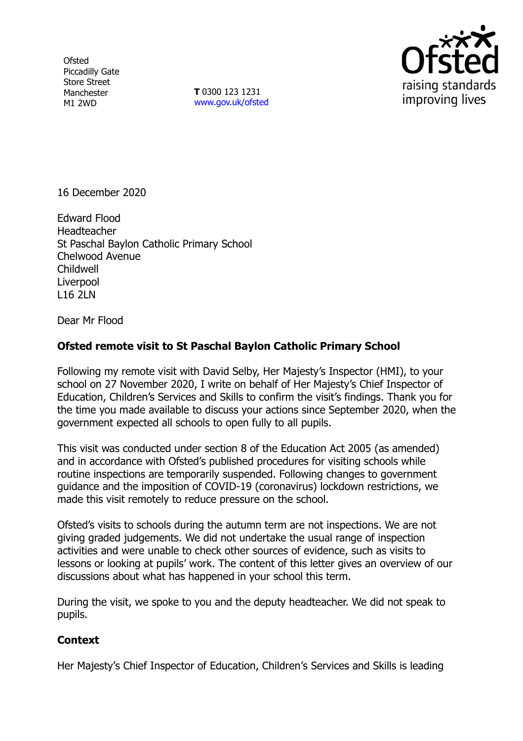Ofsted
Piccadilly Gate
Store Street
Manchester
M1 2WD

**T** 0300 123 1231
www.gov.uk/ofsted

16 December 2020

Edward Flood
Headteacher
St Paschal Baylon Catholic Primary School
Chelwood Avenue
Childwell
Liverpool
L16 2LN

Dear Mr Flood

**Ofsted remote visit to St Paschal Baylon Catholic Primary School**

Following my remote visit with David Selby, Her Majesty's Inspector (HMI), to your school on 27 November 2020, I write on behalf of Her Majesty's Chief Inspector of Education, Children's Services and Skills to confirm the visit's findings. Thank you for the time you made available to discuss your actions since September 2020, when the government expected all schools to open fully to all pupils.

This visit was conducted under section 8 of the Education Act 2005 (as amended) and in accordance with Ofsted's published procedures for visiting schools while routine inspections are temporarily suspended. Following changes to government guidance and the imposition of COVID-19 (coronavirus) lockdown restrictions, we made this visit remotely to reduce pressure on the school.

Ofsted's visits to schools during the autumn term are not inspections. We are not giving graded judgements. We did not undertake the usual range of inspection activities and were unable to check other sources of evidence, such as visits to lessons or looking at pupils' work. The content of this letter gives an overview of our discussions about what has happened in your school this term.

During the visit, we spoke to you and the deputy headteacher. We did not speak to pupils.

**Context**

Her Majesty's Chief Inspector of Education, Children's Services and Skills is leading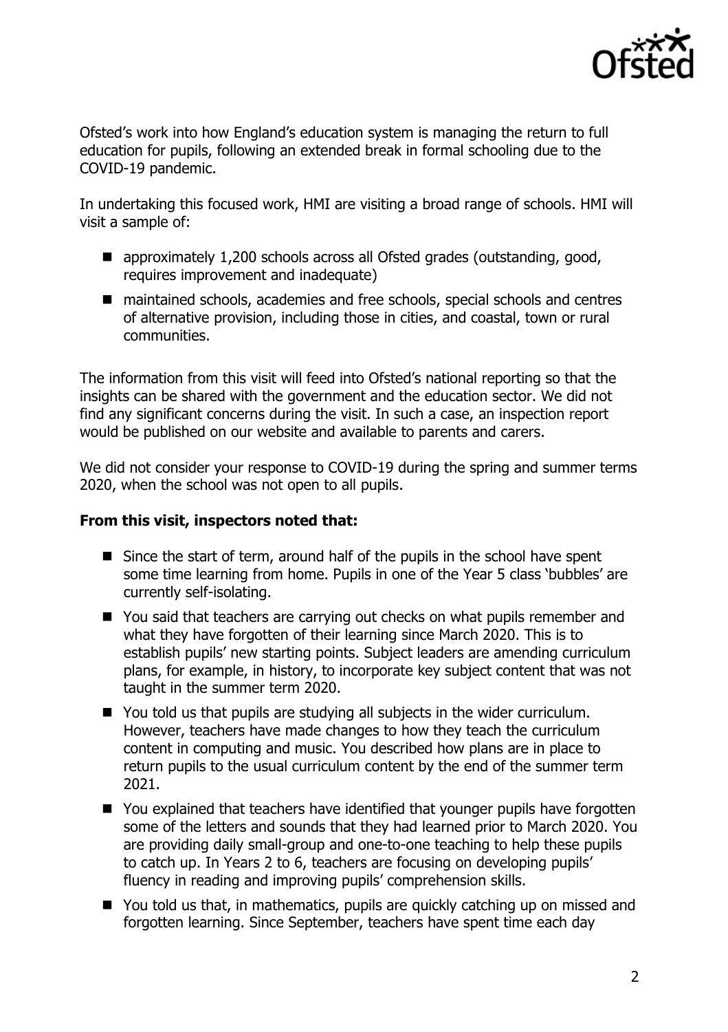Ofsted's work into how England's education system is managing the return to full education for pupils, following an extended break in formal schooling due to the COVID-19 pandemic.

In undertaking this focused work, HMI are visiting a broad range of schools. HMI will visit a sample of:

- approximately 1,200 schools across all Ofsted grades (outstanding, good, requires improvement and inadequate)
- maintained schools, academies and free schools, special schools and centres of alternative provision, including those in cities, and coastal, town or rural communities.

The information from this visit will feed into Ofsted's national reporting so that the insights can be shared with the government and the education sector. We did not find any significant concerns during the visit. In such a case, an inspection report would be published on our website and available to parents and carers.

We did not consider your response to COVID-19 during the spring and summer terms 2020, when the school was not open to all pupils.

**From this visit, inspectors noted that:**

- Since the start of term, around half of the pupils in the school have spent some time learning from home. Pupils in one of the Year 5 class 'bubbles' are currently self-isolating.
- You said that teachers are carrying out checks on what pupils remember and what they have forgotten of their learning since March 2020. This is to establish pupils' new starting points. Subject leaders are amending curriculum plans, for example, in history, to incorporate key subject content that was not taught in the summer term 2020.
- You told us that pupils are studying all subjects in the wider curriculum. However, teachers have made changes to how they teach the curriculum content in computing and music. You described how plans are in place to return pupils to the usual curriculum content by the end of the summer term 2021.
- You explained that teachers have identified that younger pupils have forgotten some of the letters and sounds that they had learned prior to March 2020. You are providing daily small-group and one-to-one teaching to help these pupils to catch up. In Years 2 to 6, teachers are focusing on developing pupils' fluency in reading and improving pupils' comprehension skills.
- You told us that, in mathematics, pupils are quickly catching up on missed and forgotten learning. Since September, teachers have spent time each day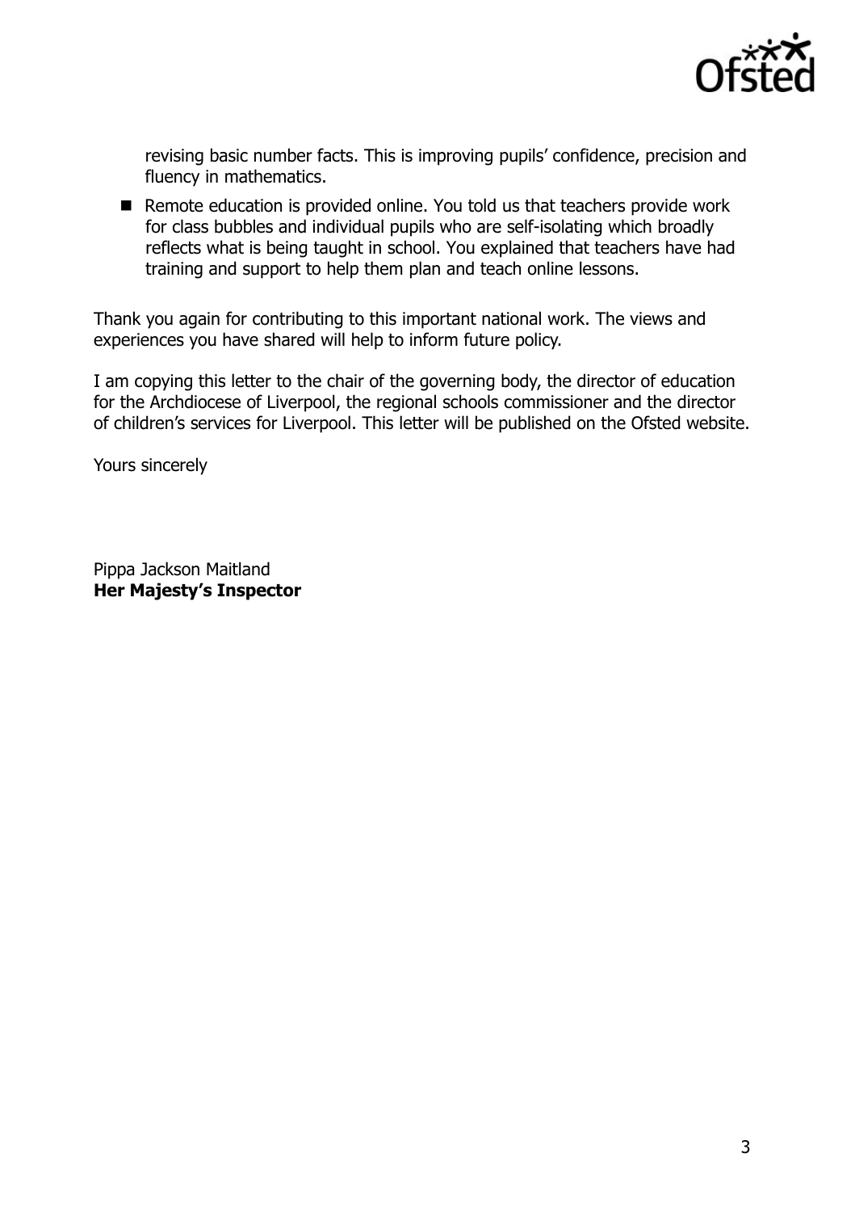revising basic number facts. This is improving pupils' confidence, precision and fluency in mathematics.

- Remote education is provided online. You told us that teachers provide work for class bubbles and individual pupils who are self-isolating which broadly reflects what is being taught in school. You explained that teachers have had training and support to help them plan and teach online lessons.

Thank you again for contributing to this important national work. The views and experiences you have shared will help to inform future policy.

I am copying this letter to the chair of the governing body, the director of education for the Archdiocese of Liverpool, the regional schools commissioner and the director of children's services for Liverpool. This letter will be published on the Ofsted website.

Yours sincerely

Pippa Jackson Maitland
**Her Majesty's Inspector**